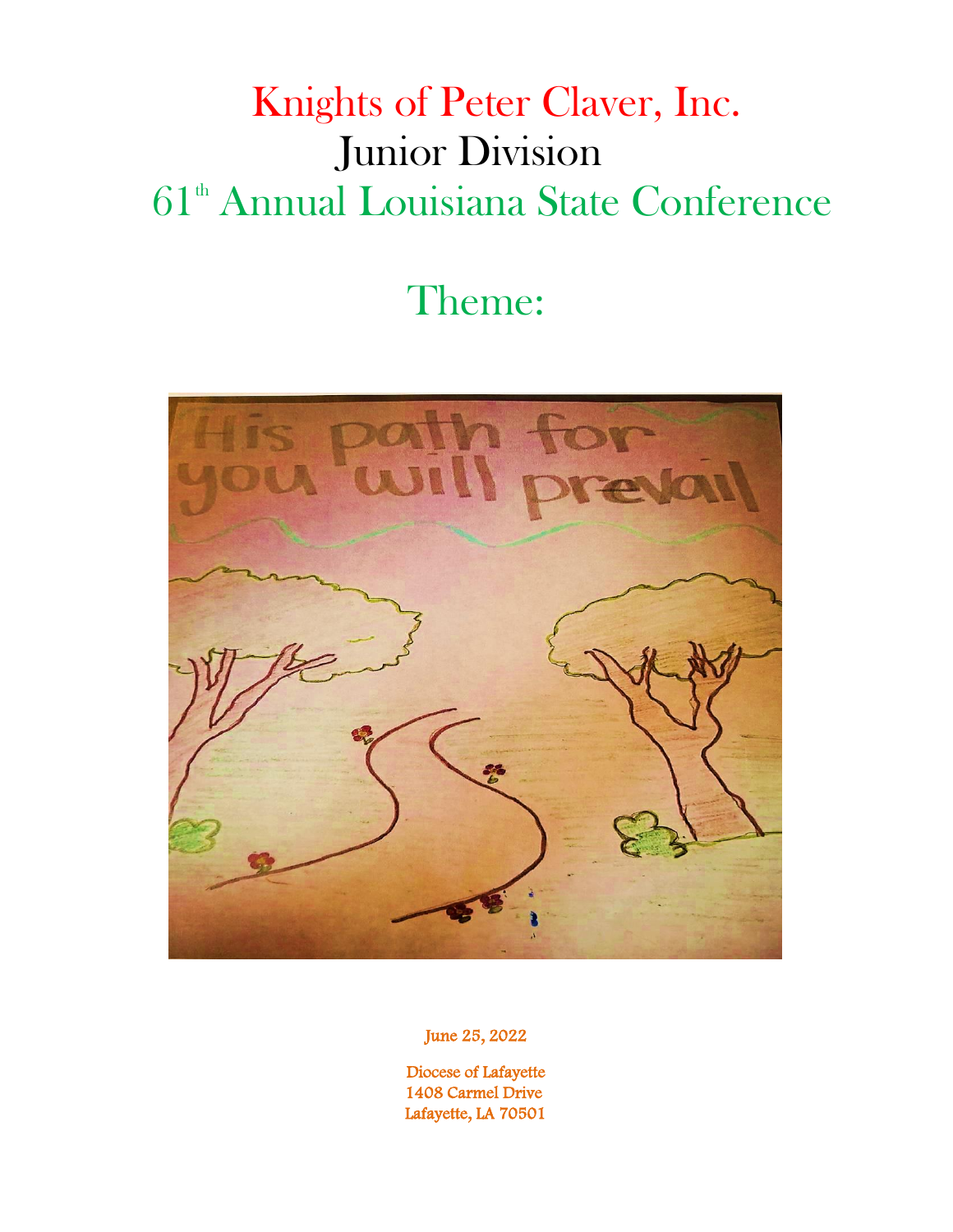# Knights of Peter Claver, Inc.

## Junior Division

## 61th Annual Louisiana State Conference

## Theme:

His path for you will prevail

June 25, 2022

Diocese of Lafayette
1408 Carmel Drive
Lafayette, LA 70501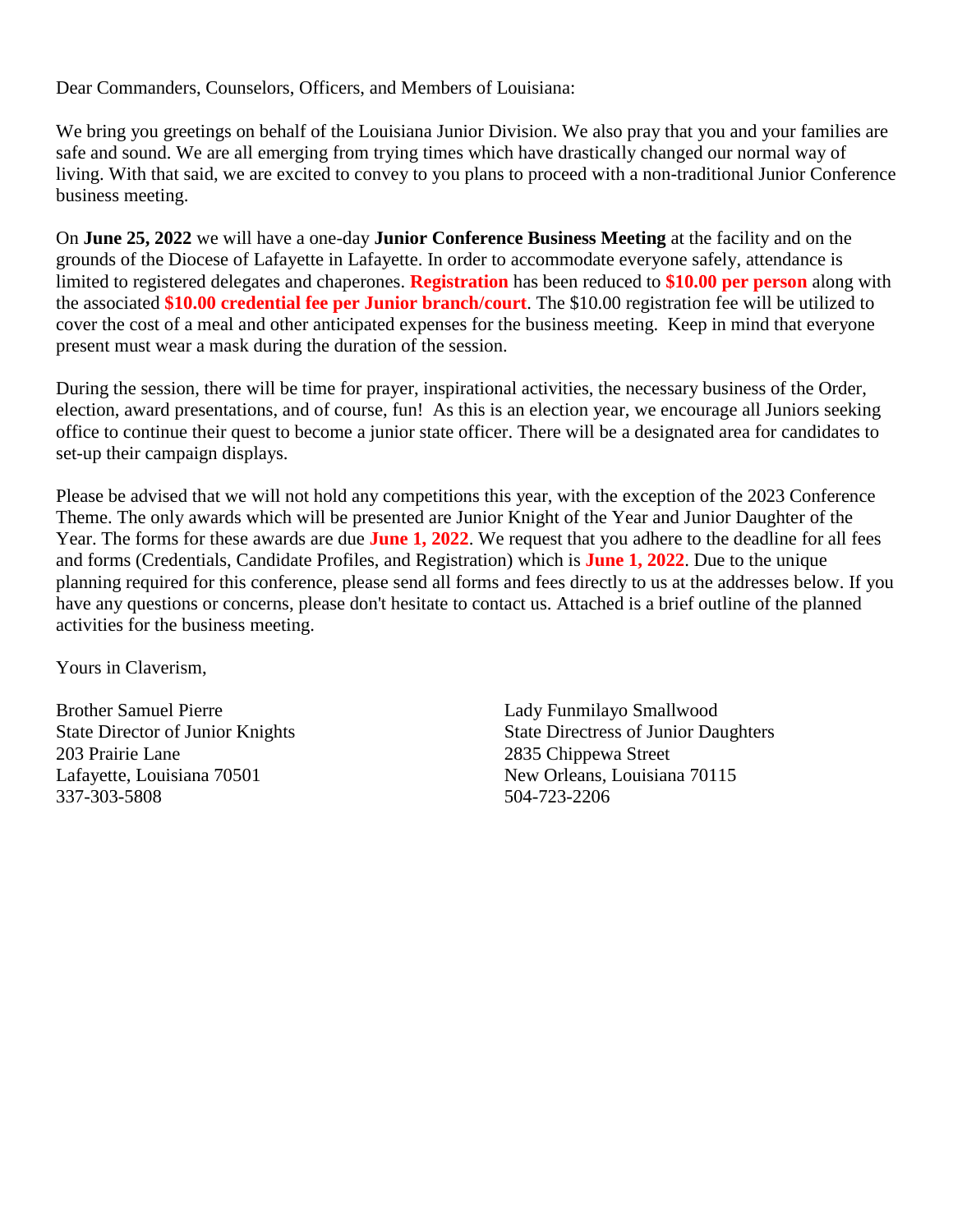Dear Commanders, Counselors, Officers, and Members of Louisiana:

We bring you greetings on behalf of the Louisiana Junior Division. We also pray that you and your families are safe and sound. We are all emerging from trying times which have drastically changed our normal way of living. With that said, we are excited to convey to you plans to proceed with a non-traditional Junior Conference business meeting.

On **June 25, 2022** we will have a one-day **Junior Conference Business Meeting** at the facility and on the grounds of the Diocese of Lafayette in Lafayette. In order to accommodate everyone safely, attendance is limited to registered delegates and chaperones. **Registration** has been reduced to **$10.00 per person** along with the associated **$10.00 credential fee per Junior branch/court**. The $10.00 registration fee will be utilized to cover the cost of a meal and other anticipated expenses for the business meeting. Keep in mind that everyone present must wear a mask during the duration of the session.

During the session, there will be time for prayer, inspirational activities, the necessary business of the Order, election, award presentations, and of course, fun! As this is an election year, we encourage all Juniors seeking office to continue their quest to become a junior state officer. There will be a designated area for candidates to set-up their campaign displays.

Please be advised that we will not hold any competitions this year, with the exception of the 2023 Conference Theme. The only awards which will be presented are Junior Knight of the Year and Junior Daughter of the Year. The forms for these awards are due **June 1, 2022**. We request that you adhere to the deadline for all fees and forms (Credentials, Candidate Profiles, and Registration) which is **June 1, 2022**. Due to the unique planning required for this conference, please send all forms and fees directly to us at the addresses below. If you have any questions or concerns, please don't hesitate to contact us. Attached is a brief outline of the planned activities for the business meeting.

Yours in Claverism,

Brother Samuel Pierre
State Director of Junior Knights
203 Prairie Lane
Lafayette, Louisiana 70501
337-303-5808

Lady Funmilayo Smallwood
State Directress of Junior Daughters
2835 Chippewa Street
New Orleans, Louisiana 70115
504-723-2206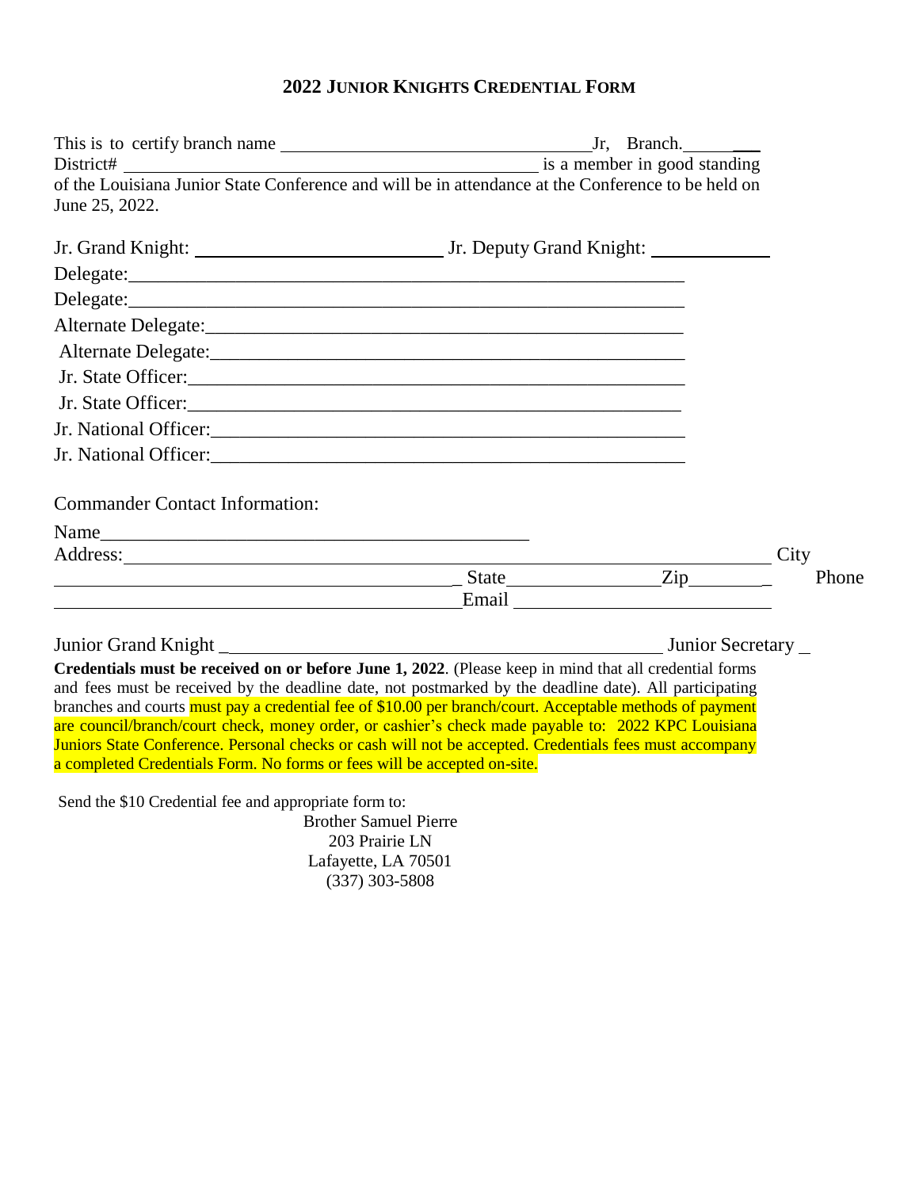## 2022 JUNIOR KNIGHTS CREDENTIAL FORM

This is to certify branch name ________________________________ Jr, Branch.________
District# __________________________________________ is a member in good standing of the Louisiana Junior State Conference and will be in attendance at the Conference to be held on June 25, 2022.

Jr. Grand Knight: ________________________ Jr. Deputy Grand Knight: ____________

Delegate:______________________________________________________

Delegate:______________________________________________________

Alternate Delegate:_____________________________________________

Alternate Delegate:_____________________________________________

Jr. State Officer:_______________________________________________

Jr. State Officer:_______________________________________________

Jr. National Officer:____________________________________________

Jr. National Officer:____________________________________________

Commander Contact Information:

Name__________________________________________

Address:____________________________________________________ City

______________________________________ State______________ Zip________ Phone

______________________________________ Email ________________________

Junior Grand Knight ____________________________________________ Junior Secretary _

**Credentials must be received on or before June 1, 2022**. (Please keep in mind that all credential forms and fees must be received by the deadline date, not postmarked by the deadline date). All participating branches and courts must pay a credential fee of $10.00 per branch/court. Acceptable methods of payment are council/branch/court check, money order, or cashier's check made payable to: 2022 KPC Louisiana Juniors State Conference. Personal checks or cash will not be accepted. Credentials fees must accompany a completed Credentials Form. No forms or fees will be accepted on-site.

Send the $10 Credential fee and appropriate form to:

Brother Samuel Pierre
203 Prairie LN
Lafayette, LA 70501
(337) 303-5808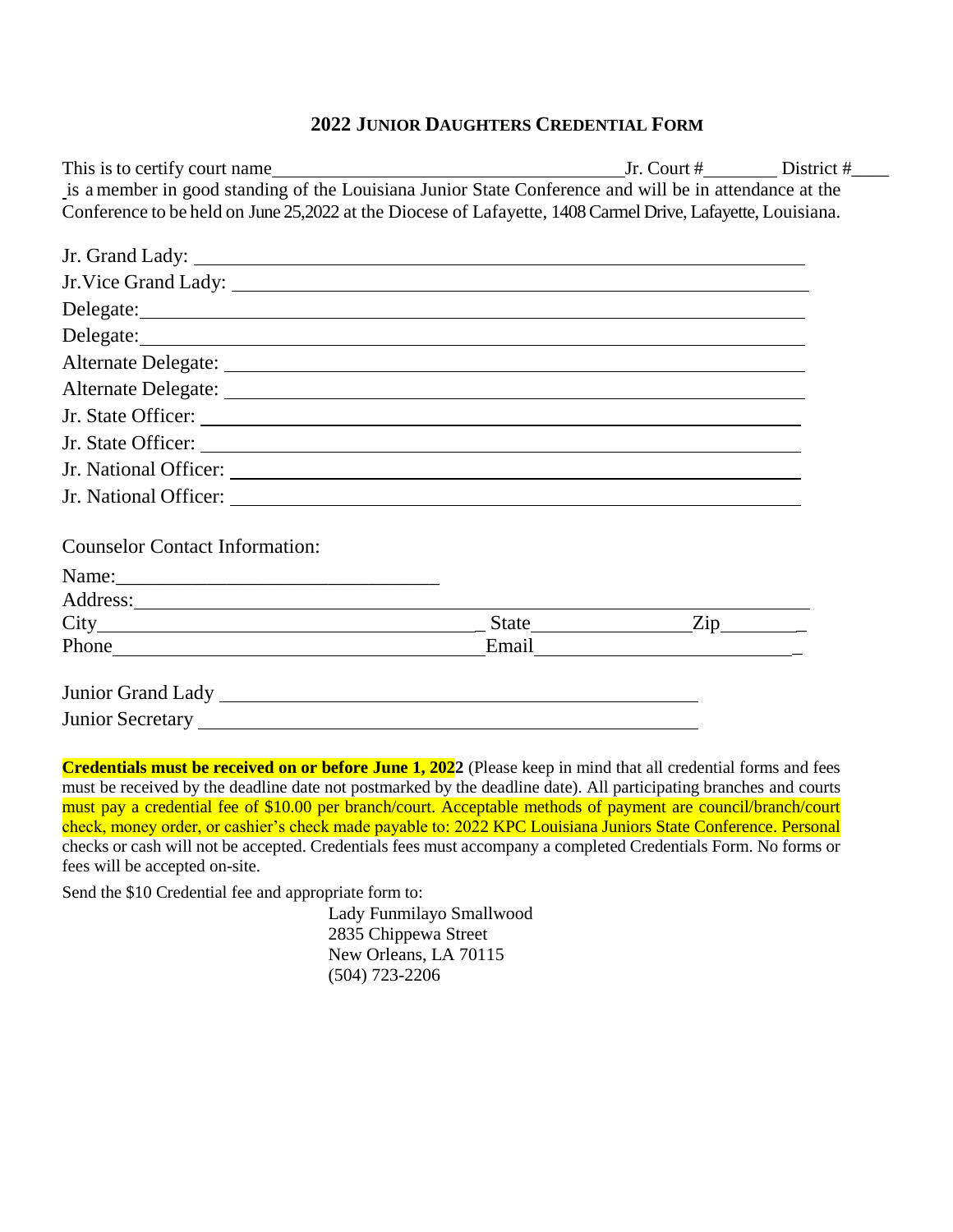## 2022 JUNIOR DAUGHTERS CREDENTIAL FORM

This is to certify court name_______________________________________Jr. Court #________ District #____ is a member in good standing of the Louisiana Junior State Conference and will be in attendance at the Conference to be held on June 25,2022 at the Diocese of Lafayette, 1408 Carmel Drive, Lafayette, Louisiana.

Jr. Grand Lady: ____________________________________________________________

Jr.Vice Grand Lady: ________________________________________________________

Delegate:___________________________________________________________________

Delegate:___________________________________________________________________

Alternate Delegate: __________________________________________________________

Alternate Delegate: __________________________________________________________

Jr. State Officer: _____________________________________________________________

Jr. State Officer: _____________________________________________________________

Jr. National Officer: __________________________________________________________

Jr. National Officer: __________________________________________________________

Counselor Contact Information:

Name:________________________________

Address:_____________________________________________________________________

City_____________________________________ State_______________Zip_________

Phone____________________________________Email__________________________

Junior Grand Lady ____________________________________________

Junior Secretary ______________________________________________

**Credentials must be received on or before June 1, 2022** (Please keep in mind that all credential forms and fees must be received by the deadline date not postmarked by the deadline date). All participating branches and courts must pay a credential fee of $10.00 per branch/court. Acceptable methods of payment are council/branch/court check, money order, or cashier's check made payable to: 2022 KPC Louisiana Juniors State Conference. Personal checks or cash will not be accepted. Credentials fees must accompany a completed Credentials Form. No forms or fees will be accepted on-site.

Send the $10 Credential fee and appropriate form to:

Lady Funmilayo Smallwood
2835 Chippewa Street
New Orleans, LA 70115
(504) 723-2206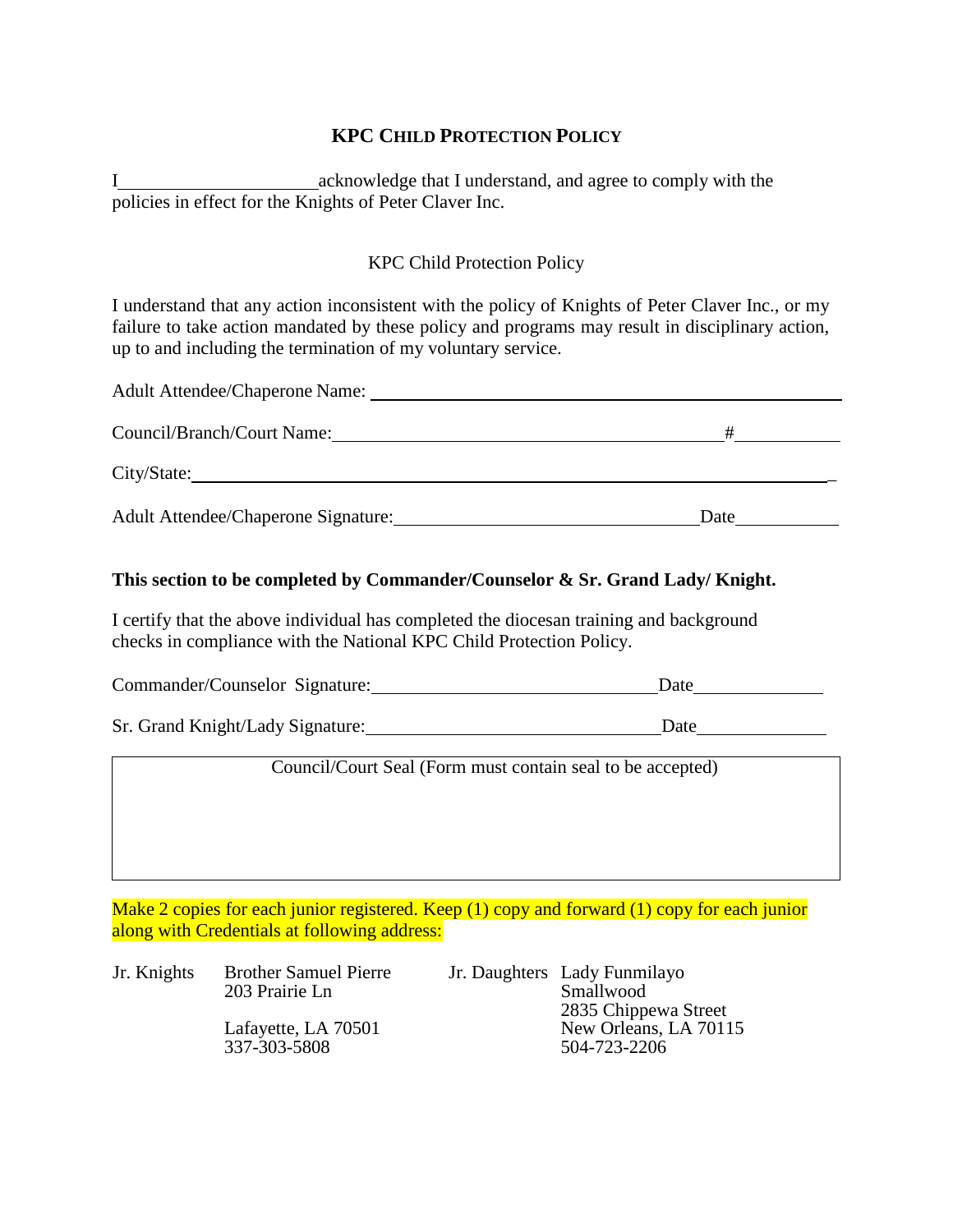## KPC CHILD PROTECTION POLICY

I______________________acknowledge that I understand, and agree to comply with the policies in effect for the Knights of Peter Claver Inc.

KPC Child Protection Policy

I understand that any action inconsistent with the policy of Knights of Peter Claver Inc., or my failure to take action mandated by these policy and programs may result in disciplinary action, up to and including the termination of my voluntary service.

Adult Attendee/Chaperone Name: ______________________________________________

Council/Branch/Court Name:__________________________________________#__________

City/State:_____________________________________________________________

Adult Attendee/Chaperone Signature:________________________________Date__________

**This section to be completed by Commander/Counselor & Sr. Grand Lady/ Knight.**

I certify that the above individual has completed the diocesan training and background checks in compliance with the National KPC Child Protection Policy.

Commander/Counselor Signature:______________________________Date_____________

Sr. Grand Knight/Lady Signature:______________________________Date_____________

Council/Court Seal (Form must contain seal to be accepted)

Make 2 copies for each junior registered. Keep (1) copy and forward (1) copy for each junior along with Credentials at following address:

Jr. Knights
Brother Samuel Pierre
203 Prairie Ln
Lafayette, LA 70501
337-303-5808

Jr. Daughters
Lady Funmilayo Smallwood
2835 Chippewa Street
New Orleans, LA 70115
504-723-2206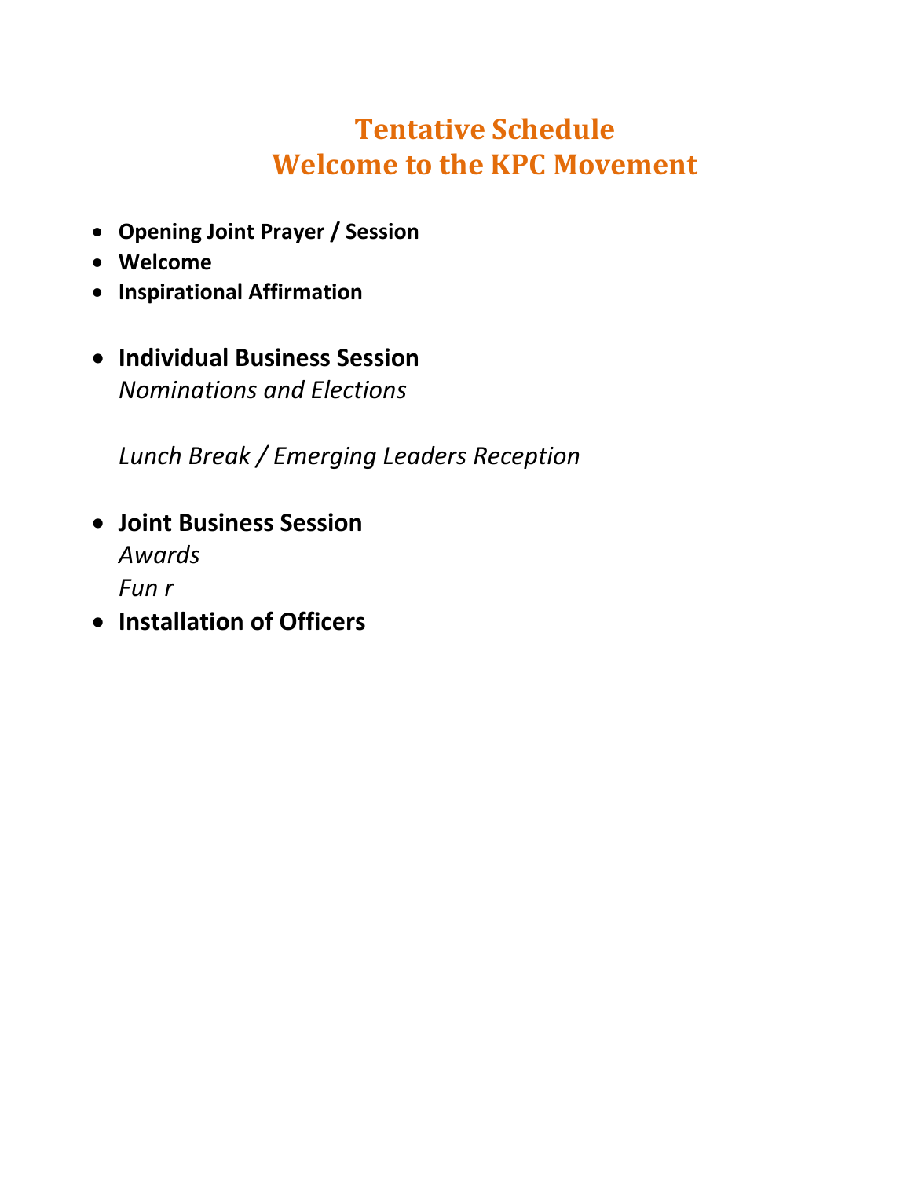# Tentative Schedule
# Welcome to the KPC Movement

- **Opening Joint Prayer / Session**
- **Welcome**
- **Inspirational Affirmation**

- **Individual Business Session**
  *Nominations and Elections*

  *Lunch Break / Emerging Leaders Reception*

- **Joint Business Session**
  *Awards*
  *Fun r*
- **Installation of Officers**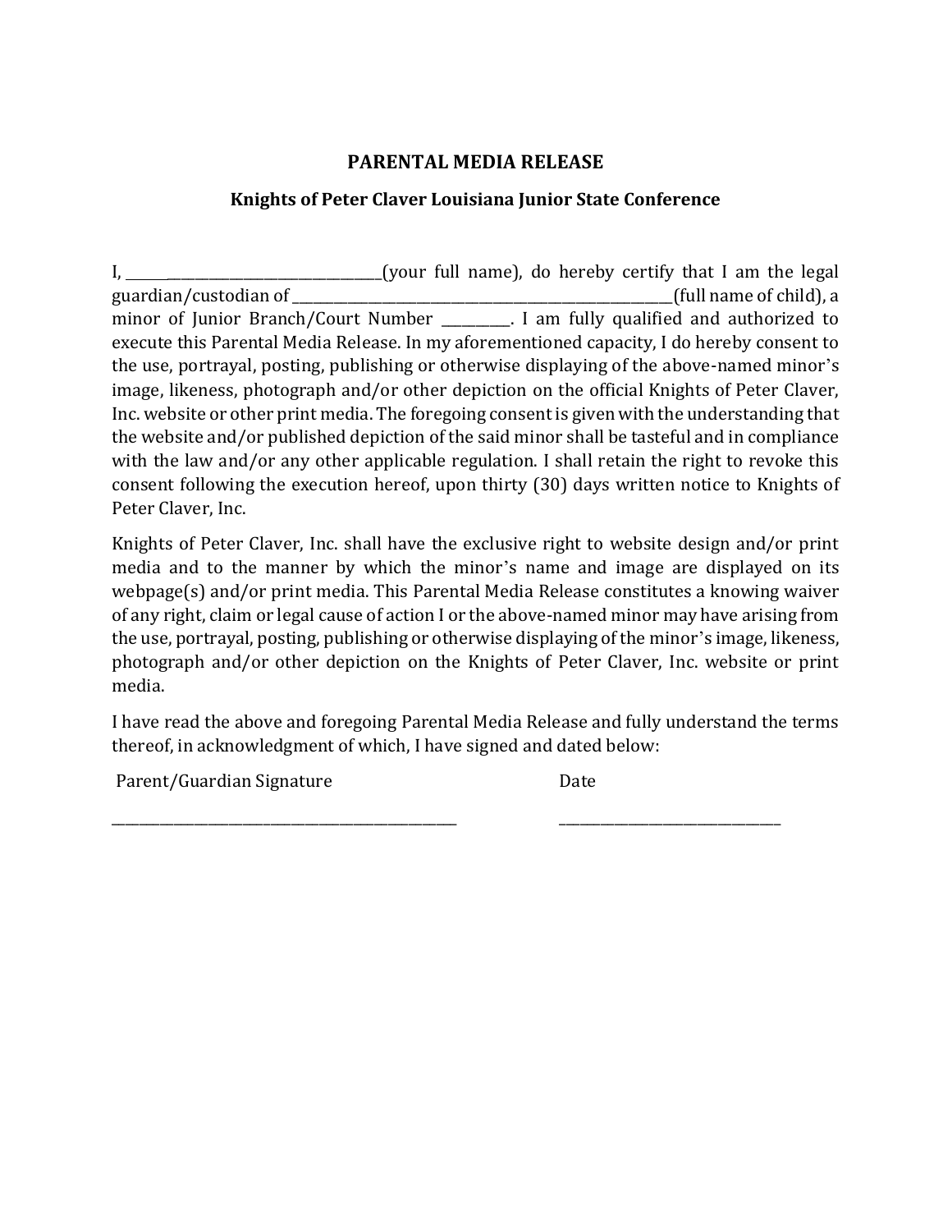# PARENTAL MEDIA RELEASE

## Knights of Peter Claver Louisiana Junior State Conference

I, ________________________________________(your full name), do hereby certify that I am the legal guardian/custodian of ____________________________________________________________(full name of child), a minor of Junior Branch/Court Number __________. I am fully qualified and authorized to execute this Parental Media Release. In my aforementioned capacity, I do hereby consent to the use, portrayal, posting, publishing or otherwise displaying of the above-named minor's image, likeness, photograph and/or other depiction on the official Knights of Peter Claver, Inc. website or other print media. The foregoing consent is given with the understanding that the website and/or published depiction of the said minor shall be tasteful and in compliance with the law and/or any other applicable regulation. I shall retain the right to revoke this consent following the execution hereof, upon thirty (30) days written notice to Knights of Peter Claver, Inc.

Knights of Peter Claver, Inc. shall have the exclusive right to website design and/or print media and to the manner by which the minor's name and image are displayed on its webpage(s) and/or print media. This Parental Media Release constitutes a knowing waiver of any right, claim or legal cause of action I or the above-named minor may have arising from the use, portrayal, posting, publishing or otherwise displaying of the minor's image, likeness, photograph and/or other depiction on the Knights of Peter Claver, Inc. website or print media.

I have read the above and foregoing Parental Media Release and fully understand the terms thereof, in acknowledgment of which, I have signed and dated below:

Parent/Guardian Signature                                        Date

_____________________________________________________                    ___________________________________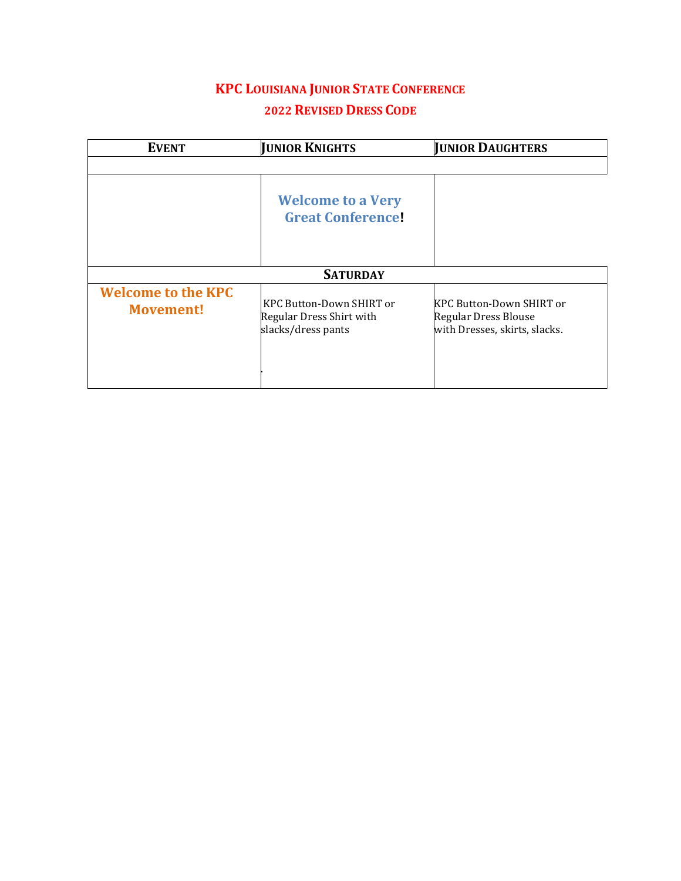## KPC LOUISIANA JUNIOR STATE CONFERENCE

## 2022 REVISED DRESS CODE

| EVENT | JUNIOR KNIGHTS | JUNIOR DAUGHTERS |
|---|---|---|
| | | |
| | **Welcome to a Very Great Conference!** | |
| | **SATURDAY** | |
| **Welcome to the KPC Movement!** | KPC Button-Down SHIRT or Regular Dress Shirt with slacks/dress pants | KPC Button-Down SHIRT or Regular Dress Blouse with Dresses, skirts, slacks. |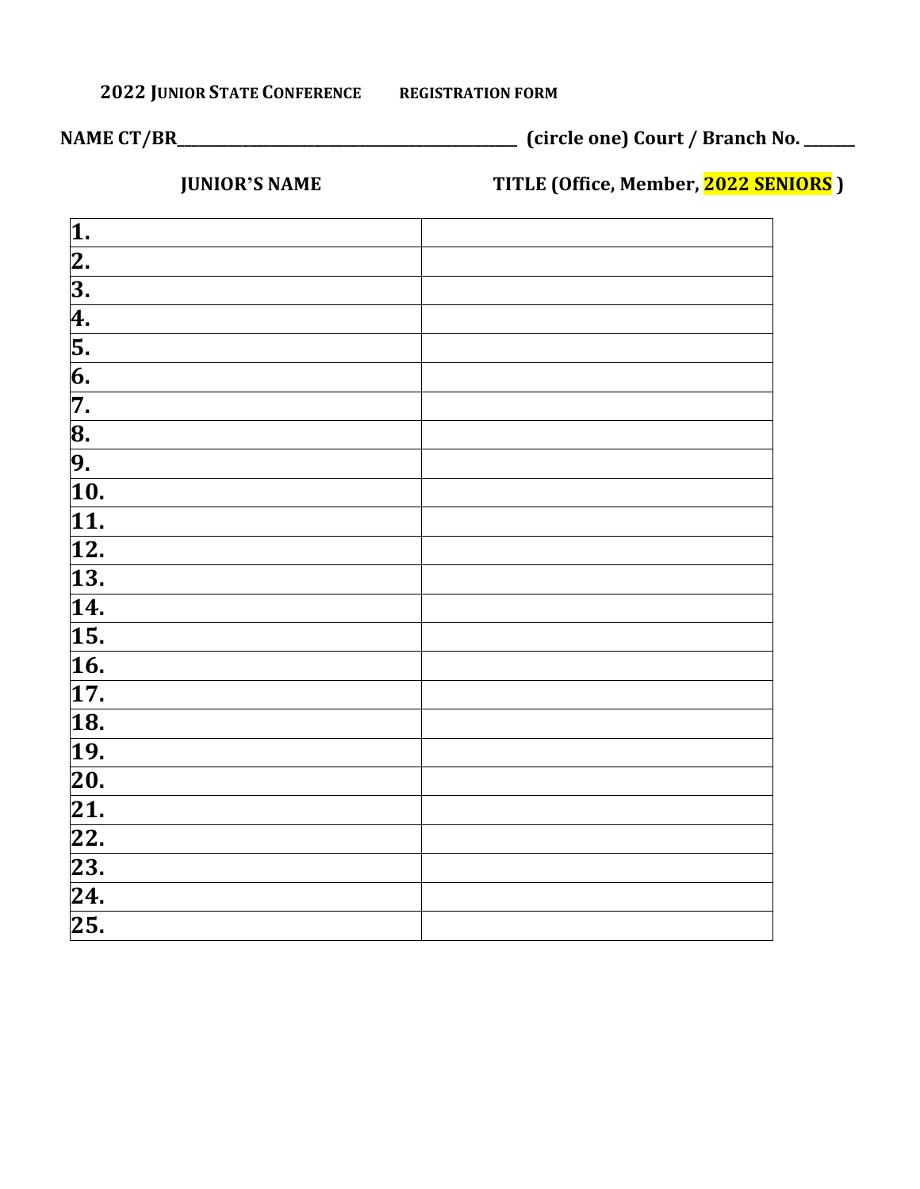**2022 JUNIOR STATE CONFERENCE** **REGISTRATION FORM**

**NAME CT/BR___________________________________________ (circle one) Court / Branch No. ______**

| JUNIOR'S NAME | TITLE (Office, Member, 2022 SENIORS ) |
|---|---|
| 1. | |
| 2. | |
| 3. | |
| 4. | |
| 5. | |
| 6. | |
| 7. | |
| 8. | |
| 9. | |
| 10. | |
| 11. | |
| 12. | |
| 13. | |
| 14. | |
| 15. | |
| 16. | |
| 17. | |
| 18. | |
| 19. | |
| 20. | |
| 21. | |
| 22. | |
| 23. | |
| 24. | |
| 25. | |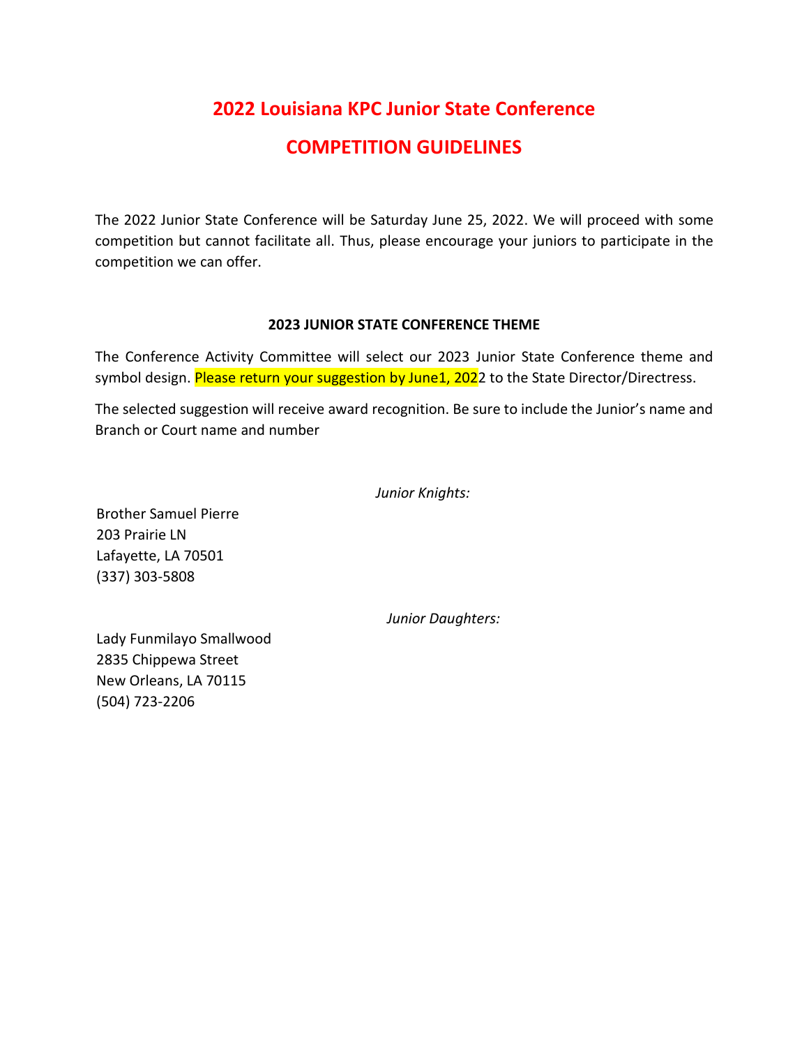# 2022 Louisiana KPC Junior State Conference

# COMPETITION GUIDELINES

The 2022 Junior State Conference will be Saturday June 25, 2022. We will proceed with some competition but cannot facilitate all. Thus, please encourage your juniors to participate in the competition we can offer.

### 2023 JUNIOR STATE CONFERENCE THEME

The Conference Activity Committee will select our 2023 Junior State Conference theme and symbol design. Please return your suggestion by June1, 2022 to the State Director/Directress.

The selected suggestion will receive award recognition. Be sure to include the Junior's name and Branch or Court name and number

*Junior Knights:*

Brother Samuel Pierre
203 Prairie LN
Lafayette, LA 70501
(337) 303-5808

*Junior Daughters:*

Lady Funmilayo Smallwood
2835 Chippewa Street
New Orleans, LA 70115
(504) 723-2206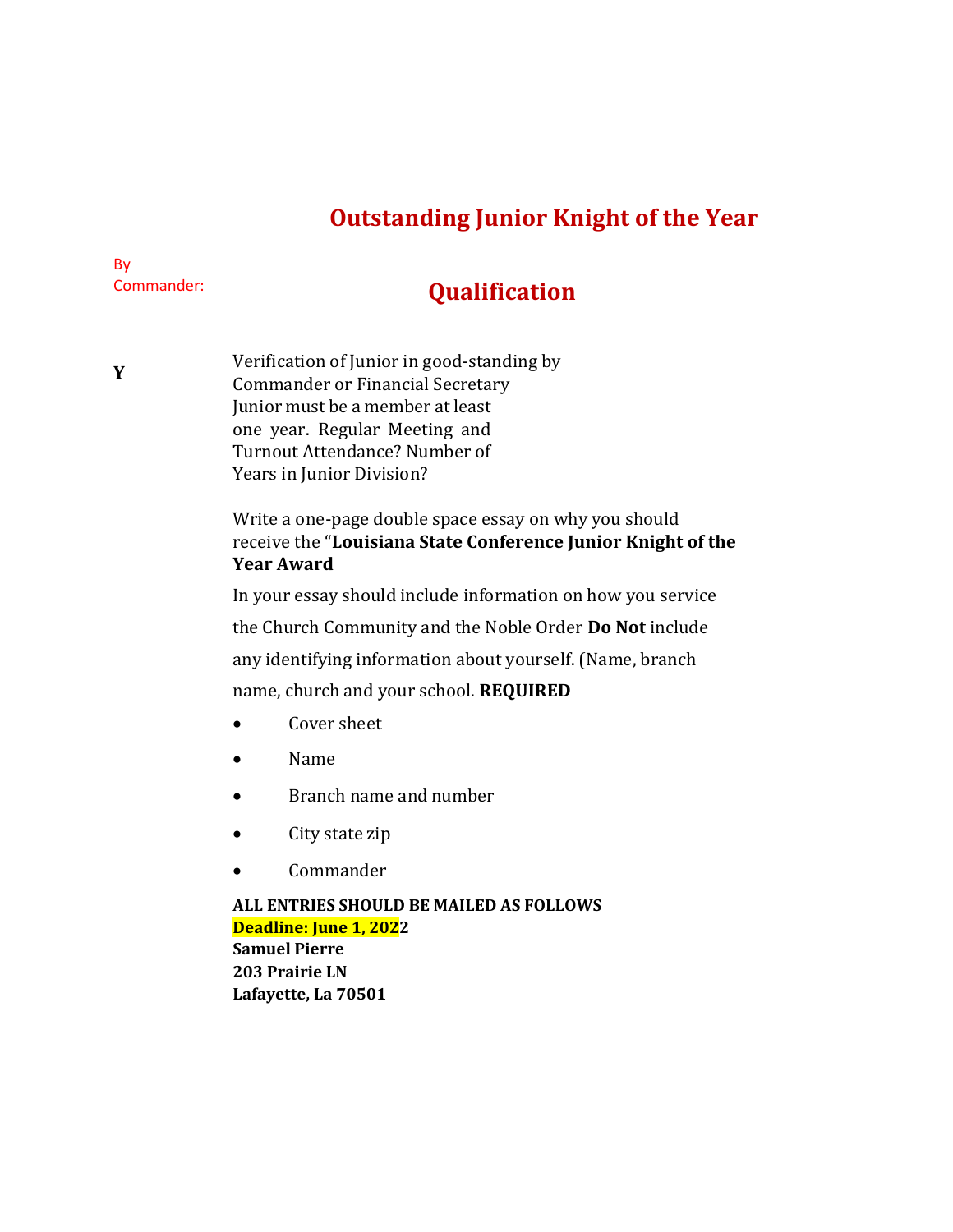# Outstanding Junior Knight of the Year

By Commander:

## Qualification

**Y**

Verification of Junior in good-standing by Commander or Financial Secretary Junior must be a member at least one year. Regular Meeting and Turnout Attendance? Number of Years in Junior Division?

Write a one-page double space essay on why you should receive the "**Louisiana State Conference Junior Knight of the Year Award**

In your essay should include information on how you service the Church Community and the Noble Order **Do Not** include any identifying information about yourself. (Name, branch name, church and your school. **REQUIRED**

- Cover sheet
- Name
- Branch name and number
- City state zip
- Commander

**ALL ENTRIES SHOULD BE MAILED AS FOLLOWS**
**Deadline: June 1, 2022**
**Samuel Pierre**
**203 Prairie LN**
**Lafayette, La 70501**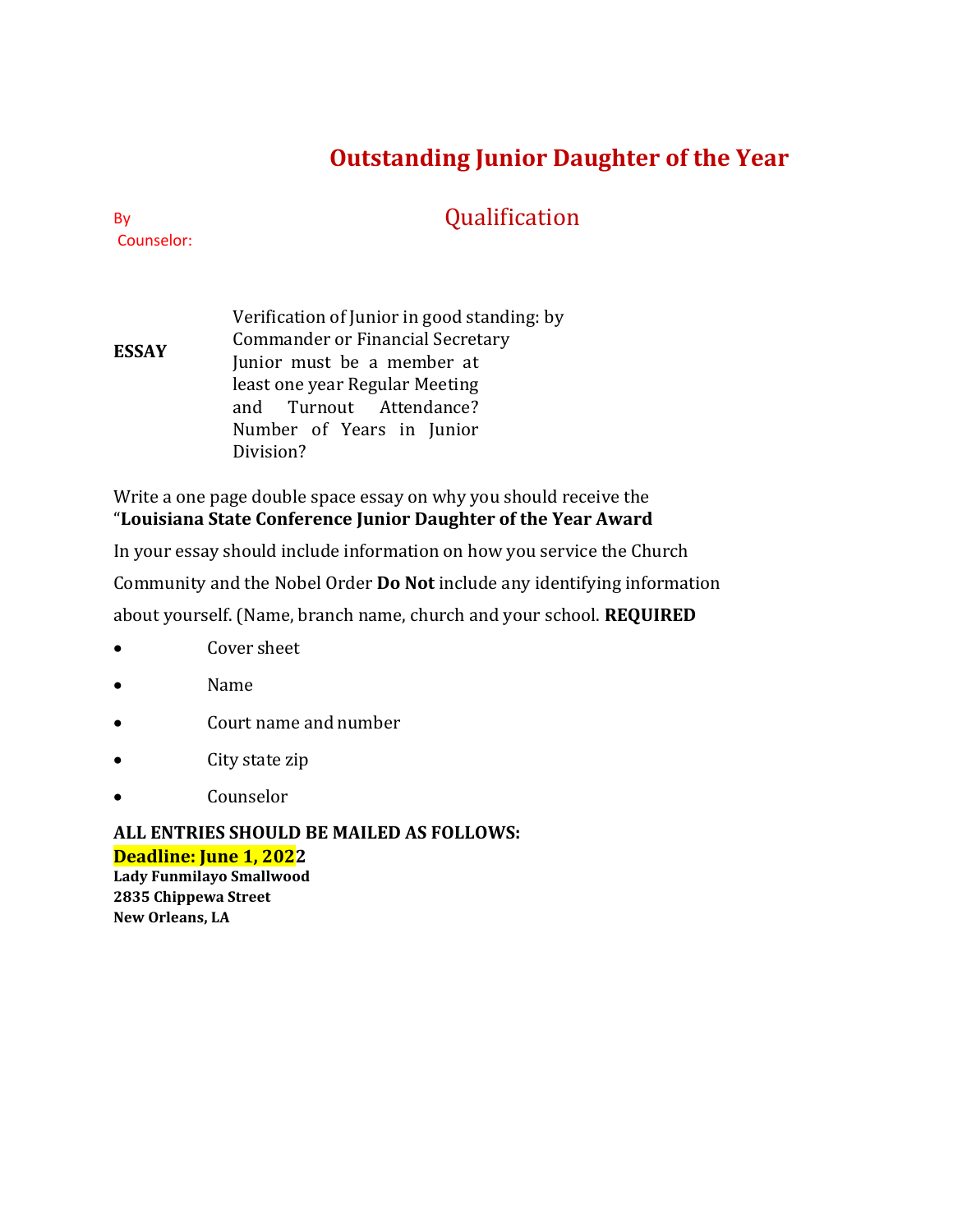# Outstanding Junior Daughter of the Year

By
Counselor:

## Qualification

**ESSAY**

Verification of Junior in good standing: by Commander or Financial Secretary Junior must be a member at least one year Regular Meeting and Turnout Attendance? Number of Years in Junior Division?

Write a one page double space essay on why you should receive the "**Louisiana State Conference Junior Daughter of the Year Award**

In your essay should include information on how you service the Church Community and the Nobel Order **Do Not** include any identifying information about yourself. (Name, branch name, church and your school. **REQUIRED**

- Cover sheet
- Name
- Court name and number
- City state zip
- Counselor

**ALL ENTRIES SHOULD BE MAILED AS FOLLOWS:**
**Deadline: June 1, 2022**
**Lady Funmilayo Smallwood**
**2835 Chippewa Street**
**New Orleans, LA**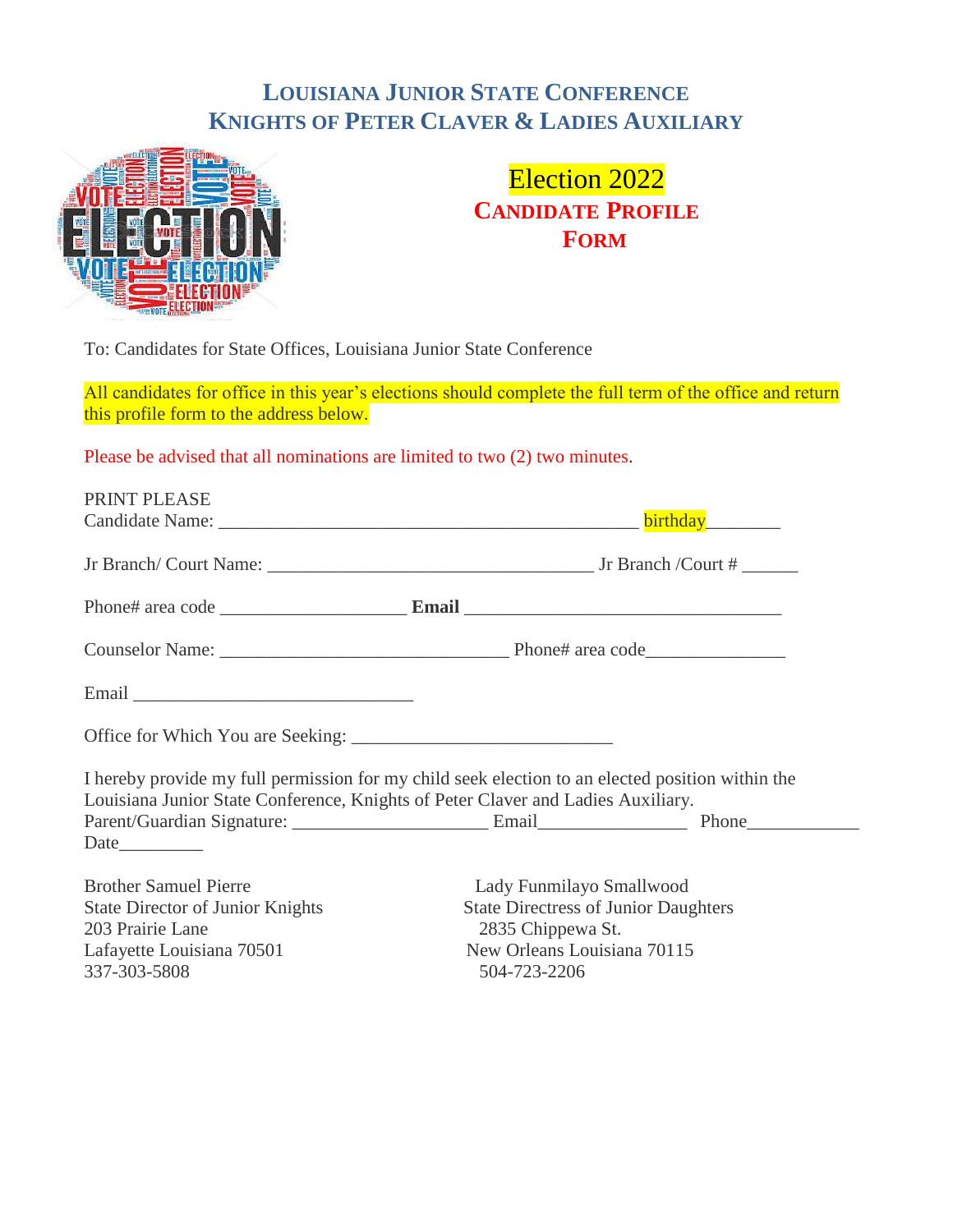# LOUISIANA JUNIOR STATE CONFERENCE
# KNIGHTS OF PETER CLAVER & LADIES AUXILIARY

## Election 2022
## CANDIDATE PROFILE FORM

To: Candidates for State Offices, Louisiana Junior State Conference

All candidates for office in this year's elections should complete the full term of the office and return this profile form to the address below.

Please be advised that all nominations are limited to two (2) two minutes.

PRINT PLEASE
Candidate Name: _____________________________________________ birthday________

Jr Branch/ Court Name: ___________________________________ Jr Branch /Court # ______

Phone# area code ___________________ **Email** _________________________________

Counselor Name: ______________________________ Phone# area code_______________

Email ______________________________

Office for Which You are Seeking: ____________________________

I hereby provide my full permission for my child seek election to an elected position within the Louisiana Junior State Conference, Knights of Peter Claver and Ladies Auxiliary.
Parent/Guardian Signature: _____________________ Email________________ Phone____________
Date_________

Brother Samuel Pierre
State Director of Junior Knights
203 Prairie Lane
Lafayette Louisiana 70501
337-303-5808

Lady Funmilayo Smallwood
State Directress of Junior Daughters
2835 Chippewa St.
New Orleans Louisiana 70115
504-723-2206